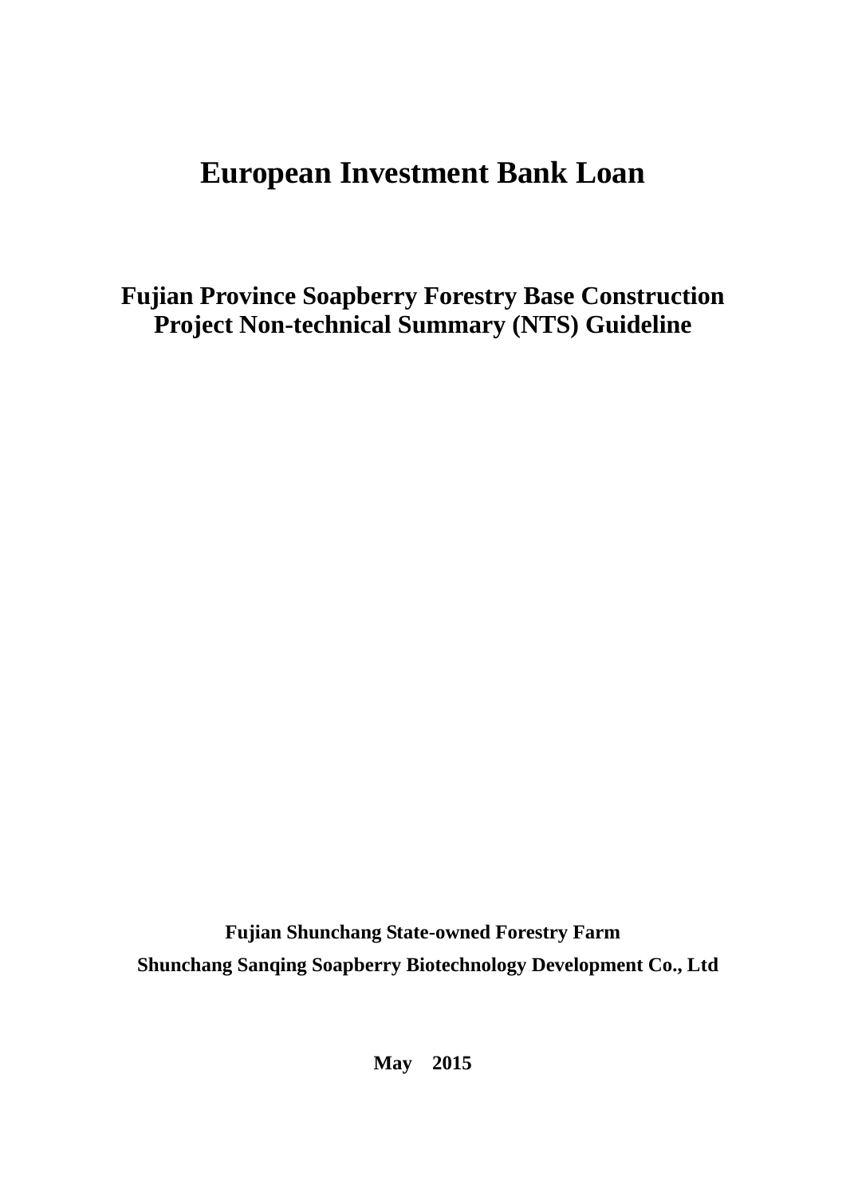# European Investment Bank Loan

## Fujian Province Soapberry Forestry Base Construction Project Non-technical Summary (NTS) Guideline

**Fujian Shunchang State-owned Forestry Farm**

**Shunchang Sanqing Soapberry Biotechnology Development Co., Ltd**

**May 2015**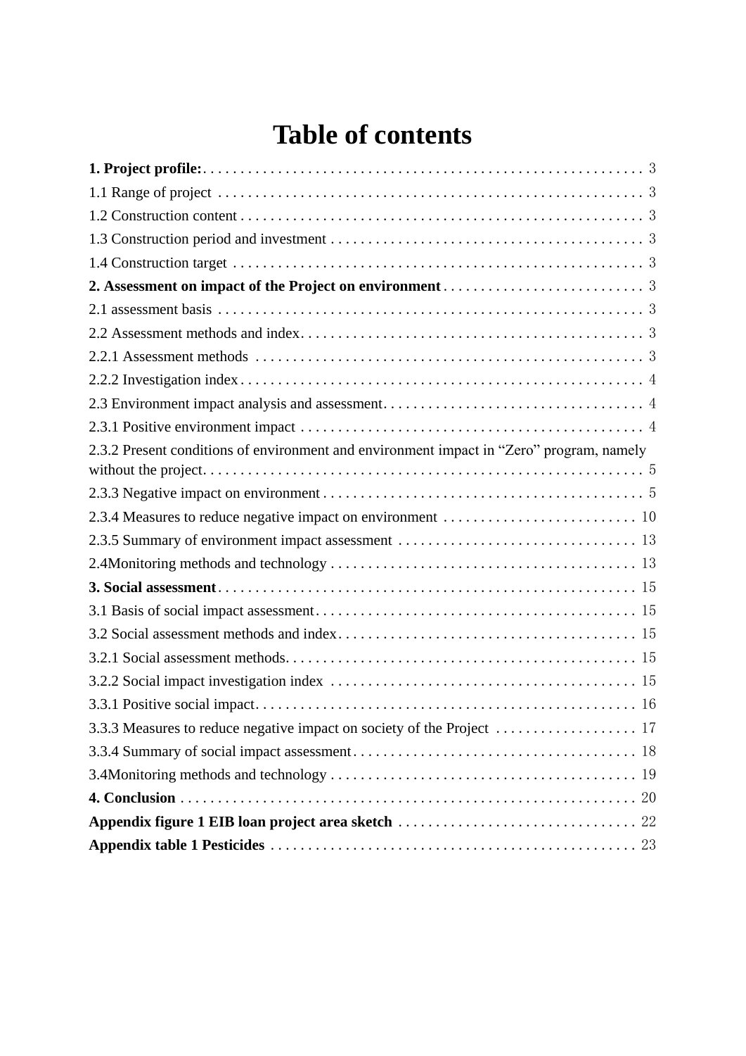# Table of contents

**1. Project profile:** ........ 3

1.1 Range of project ........ 3

1.2 Construction content ........ 3

1.3 Construction period and investment ........ 3

1.4 Construction target ........ 3

**2. Assessment on impact of the Project on environment** ........ 3

2.1 assessment basis ........ 3

2.2 Assessment methods and index ........ 3

2.2.1 Assessment methods ........ 3

2.2.2 Investigation index ........ 4

2.3 Environment impact analysis and assessment ........ 4

2.3.1 Positive environment impact ........ 4

2.3.2 Present conditions of environment and environment impact in “Zero” program, namely without the project ........ 5

2.3.3 Negative impact on environment ........ 5

2.3.4 Measures to reduce negative impact on environment ........ 10

2.3.5 Summary of environment impact assessment ........ 13

2.4Monitoring methods and technology ........ 13

**3. Social assessment** ........ 15

3.1 Basis of social impact assessment ........ 15

3.2 Social assessment methods and index ........ 15

3.2.1 Social assessment methods ........ 15

3.2.2 Social impact investigation index ........ 15

3.3.1 Positive social impact ........ 16

3.3.3 Measures to reduce negative impact on society of the Project ........ 17

3.3.4 Summary of social impact assessment ........ 18

3.4Monitoring methods and technology ........ 19

**4. Conclusion** ........ 20

**Appendix figure 1 EIB loan project area sketch** ........ 22

**Appendix table 1 Pesticides** ........ 23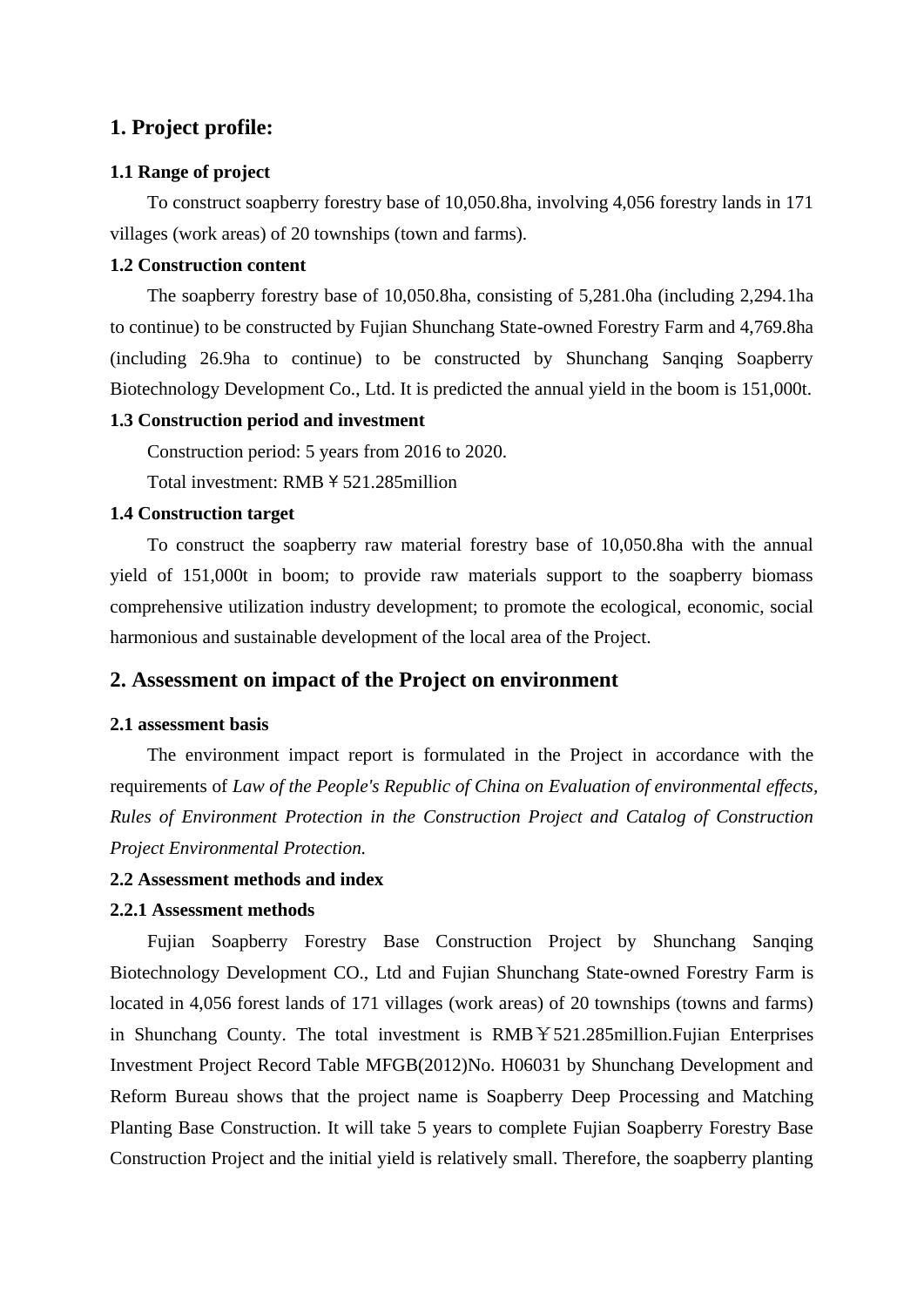## 1. Project profile:

### 1.1 Range of project

To construct soapberry forestry base of 10,050.8ha, involving 4,056 forestry lands in 171 villages (work areas) of 20 townships (town and farms).

### 1.2 Construction content

The soapberry forestry base of 10,050.8ha, consisting of 5,281.0ha (including 2,294.1ha to continue) to be constructed by Fujian Shunchang State-owned Forestry Farm and 4,769.8ha (including 26.9ha to continue) to be constructed by Shunchang Sanqing Soapberry Biotechnology Development Co., Ltd. It is predicted the annual yield in the boom is 151,000t.

### 1.3 Construction period and investment

Construction period: 5 years from 2016 to 2020.

Total investment: RMB￥521.285million

### 1.4 Construction target

To construct the soapberry raw material forestry base of 10,050.8ha with the annual yield of 151,000t in boom; to provide raw materials support to the soapberry biomass comprehensive utilization industry development; to promote the ecological, economic, social harmonious and sustainable development of the local area of the Project.

## 2. Assessment on impact of the Project on environment

### 2.1 assessment basis

The environment impact report is formulated in the Project in accordance with the requirements of *Law of the People's Republic of China on Evaluation of environmental effects, Rules of Environment Protection in the Construction Project and Catalog of Construction Project Environmental Protection.*

### 2.2 Assessment methods and index

#### 2.2.1 Assessment methods

Fujian Soapberry Forestry Base Construction Project by Shunchang Sanqing Biotechnology Development CO., Ltd and Fujian Shunchang State-owned Forestry Farm is located in 4,056 forest lands of 171 villages (work areas) of 20 townships (towns and farms) in Shunchang County. The total investment is RMB￥521.285million.Fujian Enterprises Investment Project Record Table MFGB(2012)No. H06031 by Shunchang Development and Reform Bureau shows that the project name is Soapberry Deep Processing and Matching Planting Base Construction. It will take 5 years to complete Fujian Soapberry Forestry Base Construction Project and the initial yield is relatively small. Therefore, the soapberry planting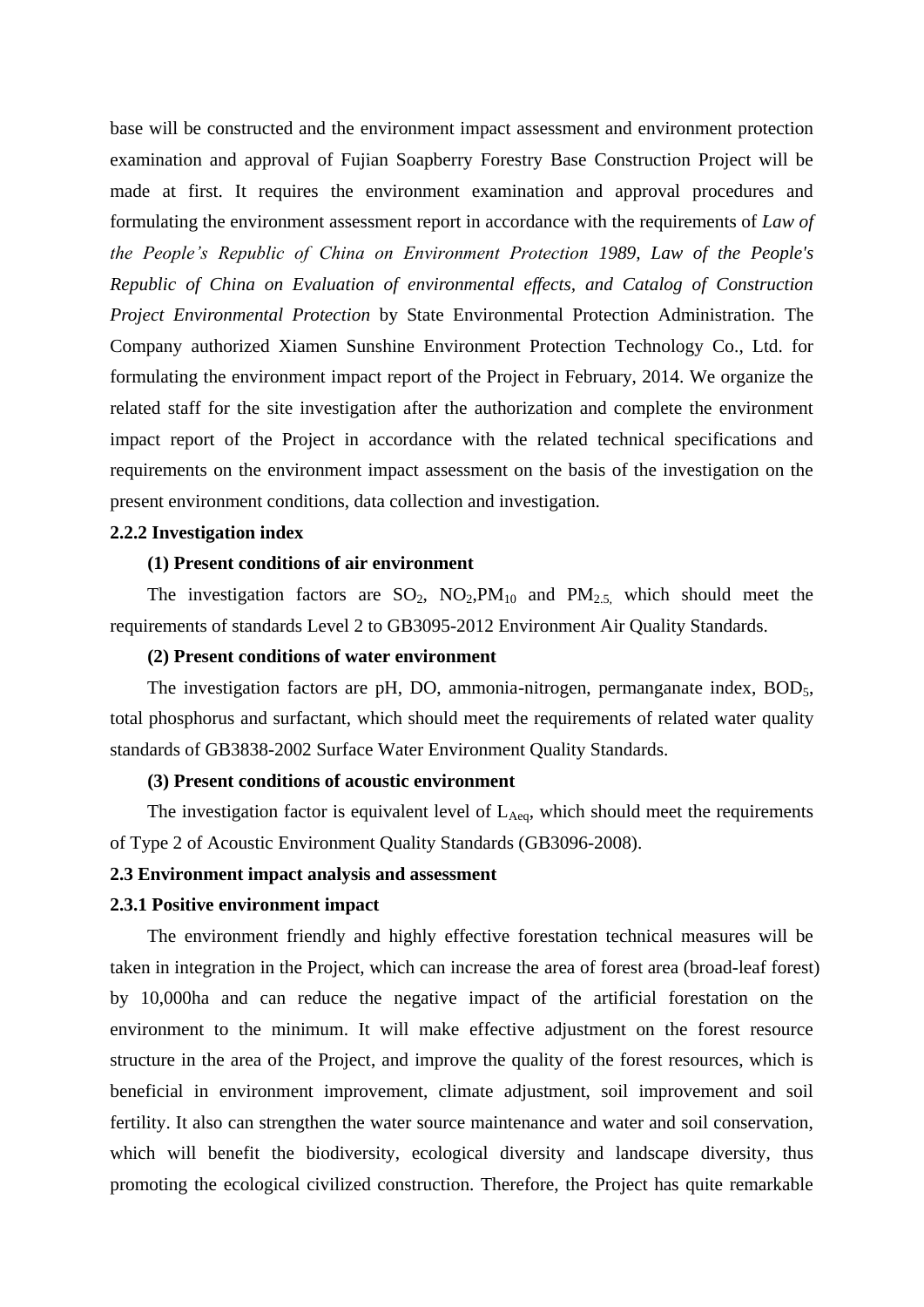base will be constructed and the environment impact assessment and environment protection examination and approval of Fujian Soapberry Forestry Base Construction Project will be made at first. It requires the environment examination and approval procedures and formulating the environment assessment report in accordance with the requirements of *Law of the People's Republic of China on Environment Protection 1989, Law of the People's Republic of China on Evaluation of environmental effects, and Catalog of Construction Project Environmental Protection* by State Environmental Protection Administration. The Company authorized Xiamen Sunshine Environment Protection Technology Co., Ltd. for formulating the environment impact report of the Project in February, 2014. We organize the related staff for the site investigation after the authorization and complete the environment impact report of the Project in accordance with the related technical specifications and requirements on the environment impact assessment on the basis of the investigation on the present environment conditions, data collection and investigation.

**2.2.2 Investigation index**

**(1) Present conditions of air environment**

The investigation factors are $SO_2$, $NO_2$,$PM_{10}$ and $PM_{2.5,}$ which should meet the requirements of standards Level 2 to GB3095-2012 Environment Air Quality Standards.

**(2) Present conditions of water environment**

The investigation factors are pH, DO, ammonia-nitrogen, permanganate index, $BOD_5$, total phosphorus and surfactant, which should meet the requirements of related water quality standards of GB3838-2002 Surface Water Environment Quality Standards.

**(3) Present conditions of acoustic environment**

The investigation factor is equivalent level of $L_{Aeq}$, which should meet the requirements of Type 2 of Acoustic Environment Quality Standards (GB3096-2008).

**2.3 Environment impact analysis and assessment**

**2.3.1 Positive environment impact**

The environment friendly and highly effective forestation technical measures will be taken in integration in the Project, which can increase the area of forest area (broad-leaf forest) by 10,000ha and can reduce the negative impact of the artificial forestation on the environment to the minimum. It will make effective adjustment on the forest resource structure in the area of the Project, and improve the quality of the forest resources, which is beneficial in environment improvement, climate adjustment, soil improvement and soil fertility. It also can strengthen the water source maintenance and water and soil conservation, which will benefit the biodiversity, ecological diversity and landscape diversity, thus promoting the ecological civilized construction. Therefore, the Project has quite remarkable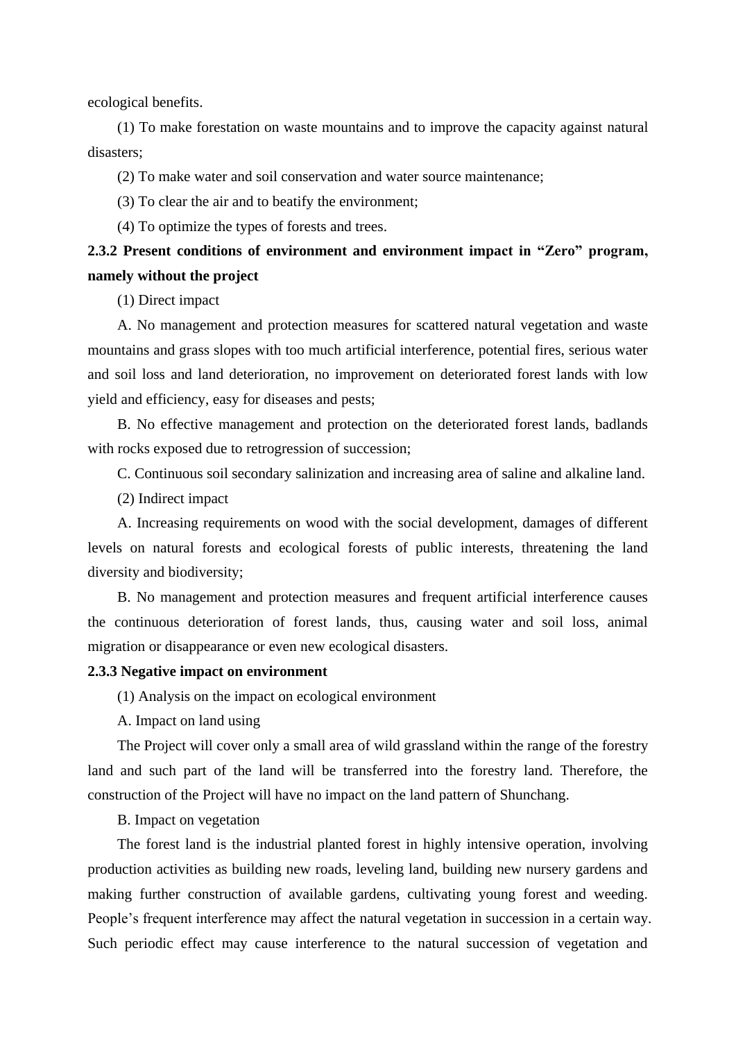ecological benefits.

(1) To make forestation on waste mountains and to improve the capacity against natural disasters;

(2) To make water and soil conservation and water source maintenance;

(3) To clear the air and to beatify the environment;

(4) To optimize the types of forests and trees.

### 2.3.2 Present conditions of environment and environment impact in “Zero” program, namely without the project

(1) Direct impact

A. No management and protection measures for scattered natural vegetation and waste mountains and grass slopes with too much artificial interference, potential fires, serious water and soil loss and land deterioration, no improvement on deteriorated forest lands with low yield and efficiency, easy for diseases and pests;

B. No effective management and protection on the deteriorated forest lands, badlands with rocks exposed due to retrogression of succession;

C. Continuous soil secondary salinization and increasing area of saline and alkaline land.

(2) Indirect impact

A. Increasing requirements on wood with the social development, damages of different levels on natural forests and ecological forests of public interests, threatening the land diversity and biodiversity;

B. No management and protection measures and frequent artificial interference causes the continuous deterioration of forest lands, thus, causing water and soil loss, animal migration or disappearance or even new ecological disasters.

### 2.3.3 Negative impact on environment

(1) Analysis on the impact on ecological environment

A. Impact on land using

The Project will cover only a small area of wild grassland within the range of the forestry land and such part of the land will be transferred into the forestry land. Therefore, the construction of the Project will have no impact on the land pattern of Shunchang.

B. Impact on vegetation

The forest land is the industrial planted forest in highly intensive operation, involving production activities as building new roads, leveling land, building new nursery gardens and making further construction of available gardens, cultivating young forest and weeding. People’s frequent interference may affect the natural vegetation in succession in a certain way. Such periodic effect may cause interference to the natural succession of vegetation and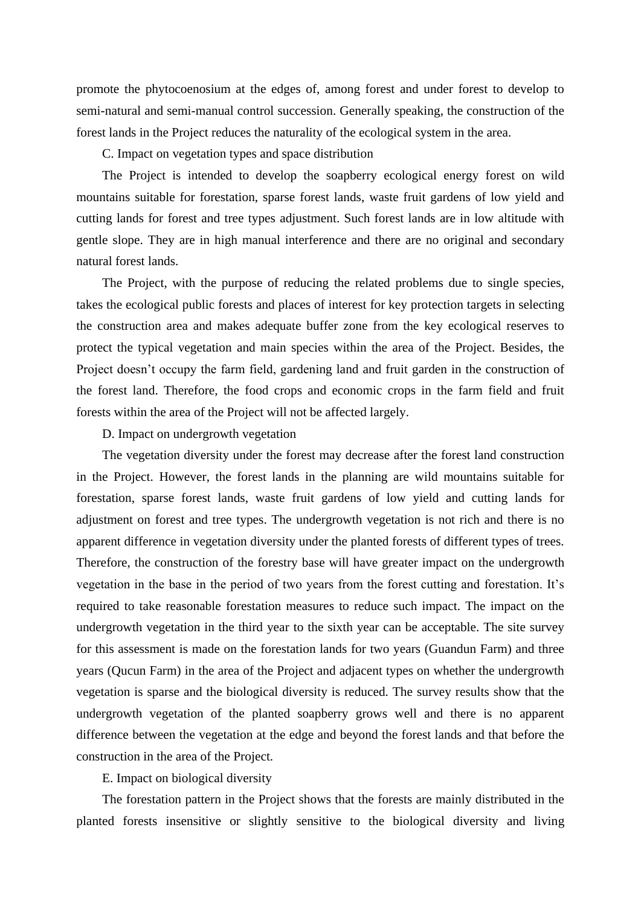promote the phytocoenosium at the edges of, among forest and under forest to develop to semi-natural and semi-manual control succession. Generally speaking, the construction of the forest lands in the Project reduces the naturality of the ecological system in the area.

C. Impact on vegetation types and space distribution

The Project is intended to develop the soapberry ecological energy forest on wild mountains suitable for forestation, sparse forest lands, waste fruit gardens of low yield and cutting lands for forest and tree types adjustment. Such forest lands are in low altitude with gentle slope. They are in high manual interference and there are no original and secondary natural forest lands.

The Project, with the purpose of reducing the related problems due to single species, takes the ecological public forests and places of interest for key protection targets in selecting the construction area and makes adequate buffer zone from the key ecological reserves to protect the typical vegetation and main species within the area of the Project. Besides, the Project doesn't occupy the farm field, gardening land and fruit garden in the construction of the forest land. Therefore, the food crops and economic crops in the farm field and fruit forests within the area of the Project will not be affected largely.

D. Impact on undergrowth vegetation

The vegetation diversity under the forest may decrease after the forest land construction in the Project. However, the forest lands in the planning are wild mountains suitable for forestation, sparse forest lands, waste fruit gardens of low yield and cutting lands for adjustment on forest and tree types. The undergrowth vegetation is not rich and there is no apparent difference in vegetation diversity under the planted forests of different types of trees. Therefore, the construction of the forestry base will have greater impact on the undergrowth vegetation in the base in the period of two years from the forest cutting and forestation. It's required to take reasonable forestation measures to reduce such impact. The impact on the undergrowth vegetation in the third year to the sixth year can be acceptable. The site survey for this assessment is made on the forestation lands for two years (Guandun Farm) and three years (Qucun Farm) in the area of the Project and adjacent types on whether the undergrowth vegetation is sparse and the biological diversity is reduced. The survey results show that the undergrowth vegetation of the planted soapberry grows well and there is no apparent difference between the vegetation at the edge and beyond the forest lands and that before the construction in the area of the Project.

E. Impact on biological diversity

The forestation pattern in the Project shows that the forests are mainly distributed in the planted forests insensitive or slightly sensitive to the biological diversity and living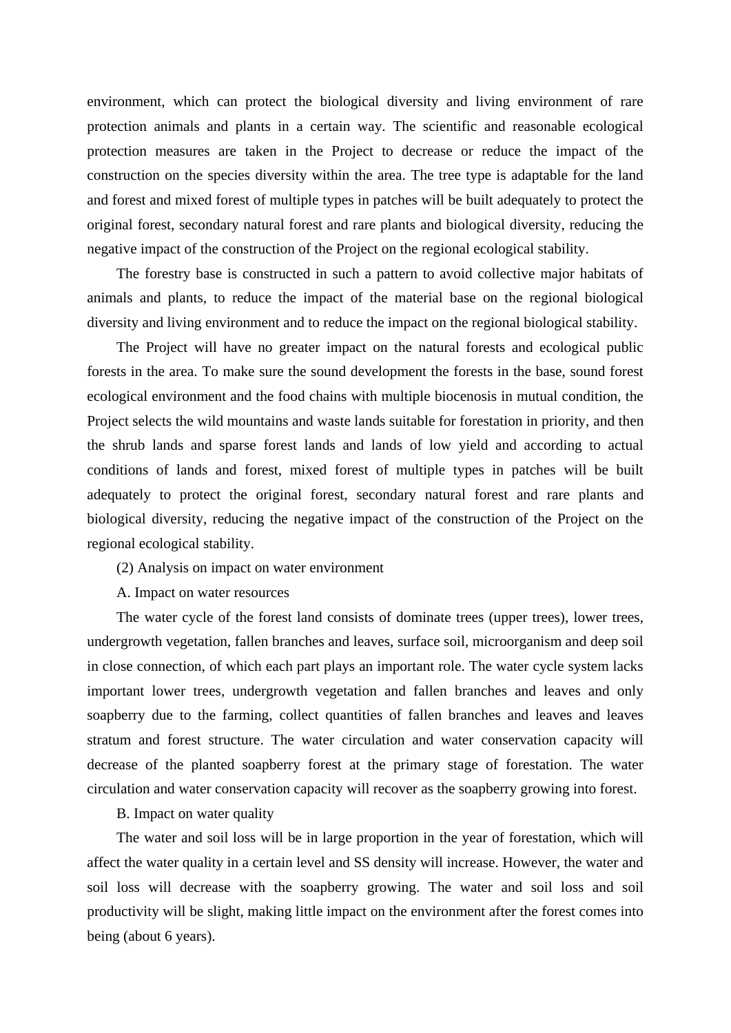environment, which can protect the biological diversity and living environment of rare protection animals and plants in a certain way. The scientific and reasonable ecological protection measures are taken in the Project to decrease or reduce the impact of the construction on the species diversity within the area. The tree type is adaptable for the land and forest and mixed forest of multiple types in patches will be built adequately to protect the original forest, secondary natural forest and rare plants and biological diversity, reducing the negative impact of the construction of the Project on the regional ecological stability.

The forestry base is constructed in such a pattern to avoid collective major habitats of animals and plants, to reduce the impact of the material base on the regional biological diversity and living environment and to reduce the impact on the regional biological stability.

The Project will have no greater impact on the natural forests and ecological public forests in the area. To make sure the sound development the forests in the base, sound forest ecological environment and the food chains with multiple biocenosis in mutual condition, the Project selects the wild mountains and waste lands suitable for forestation in priority, and then the shrub lands and sparse forest lands and lands of low yield and according to actual conditions of lands and forest, mixed forest of multiple types in patches will be built adequately to protect the original forest, secondary natural forest and rare plants and biological diversity, reducing the negative impact of the construction of the Project on the regional ecological stability.

(2) Analysis on impact on water environment

A. Impact on water resources

The water cycle of the forest land consists of dominate trees (upper trees), lower trees, undergrowth vegetation, fallen branches and leaves, surface soil, microorganism and deep soil in close connection, of which each part plays an important role. The water cycle system lacks important lower trees, undergrowth vegetation and fallen branches and leaves and only soapberry due to the farming, collect quantities of fallen branches and leaves and leaves stratum and forest structure. The water circulation and water conservation capacity will decrease of the planted soapberry forest at the primary stage of forestation. The water circulation and water conservation capacity will recover as the soapberry growing into forest.

B. Impact on water quality

The water and soil loss will be in large proportion in the year of forestation, which will affect the water quality in a certain level and SS density will increase. However, the water and soil loss will decrease with the soapberry growing. The water and soil loss and soil productivity will be slight, making little impact on the environment after the forest comes into being (about 6 years).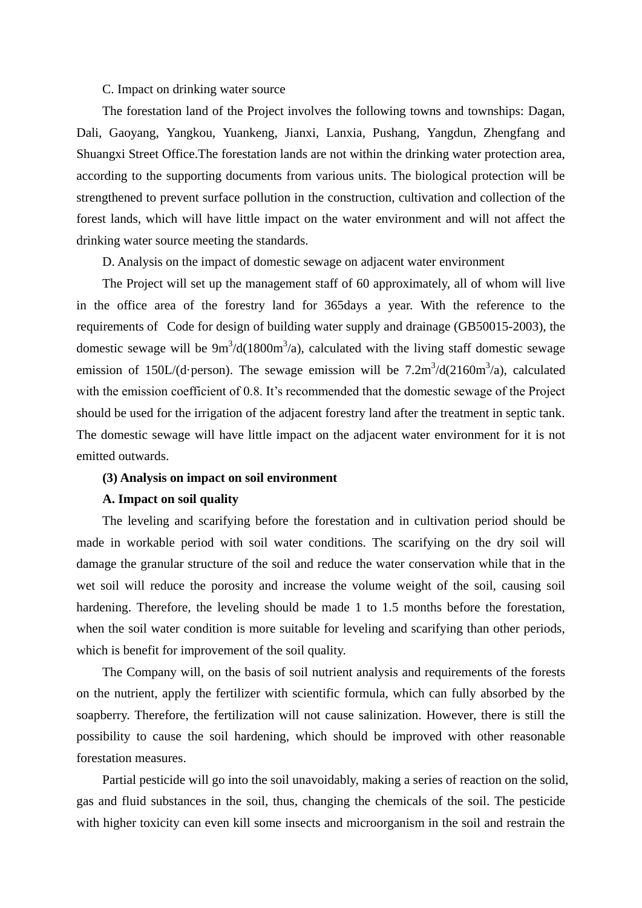C. Impact on drinking water source

The forestation land of the Project involves the following towns and townships: Dagan, Dali, Gaoyang, Yangkou, Yuankeng, Jianxi, Lanxia, Pushang, Yangdun, Zhengfang and Shuangxi Street Office.The forestation lands are not within the drinking water protection area, according to the supporting documents from various units. The biological protection will be strengthened to prevent surface pollution in the construction, cultivation and collection of the forest lands, which will have little impact on the water environment and will not affect the drinking water source meeting the standards.

D. Analysis on the impact of domestic sewage on adjacent water environment

The Project will set up the management staff of 60 approximately, all of whom will live in the office area of the forestry land for 365days a year. With the reference to the requirements of Code for design of building water supply and drainage (GB50015-2003), the domestic sewage will be 9m$^3$/d(1800m$^3$/a), calculated with the living staff domestic sewage emission of 150L/(d·person). The sewage emission will be 7.2m$^3$/d(2160m$^3$/a), calculated with the emission coefficient of 0.8. It's recommended that the domestic sewage of the Project should be used for the irrigation of the adjacent forestry land after the treatment in septic tank. The domestic sewage will have little impact on the adjacent water environment for it is not emitted outwards.

**(3) Analysis on impact on soil environment**

**A. Impact on soil quality**

The leveling and scarifying before the forestation and in cultivation period should be made in workable period with soil water conditions. The scarifying on the dry soil will damage the granular structure of the soil and reduce the water conservation while that in the wet soil will reduce the porosity and increase the volume weight of the soil, causing soil hardening. Therefore, the leveling should be made 1 to 1.5 months before the forestation, when the soil water condition is more suitable for leveling and scarifying than other periods, which is benefit for improvement of the soil quality.

The Company will, on the basis of soil nutrient analysis and requirements of the forests on the nutrient, apply the fertilizer with scientific formula, which can fully absorbed by the soapberry. Therefore, the fertilization will not cause salinization. However, there is still the possibility to cause the soil hardening, which should be improved with other reasonable forestation measures.

Partial pesticide will go into the soil unavoidably, making a series of reaction on the solid, gas and fluid substances in the soil, thus, changing the chemicals of the soil. The pesticide with higher toxicity can even kill some insects and microorganism in the soil and restrain the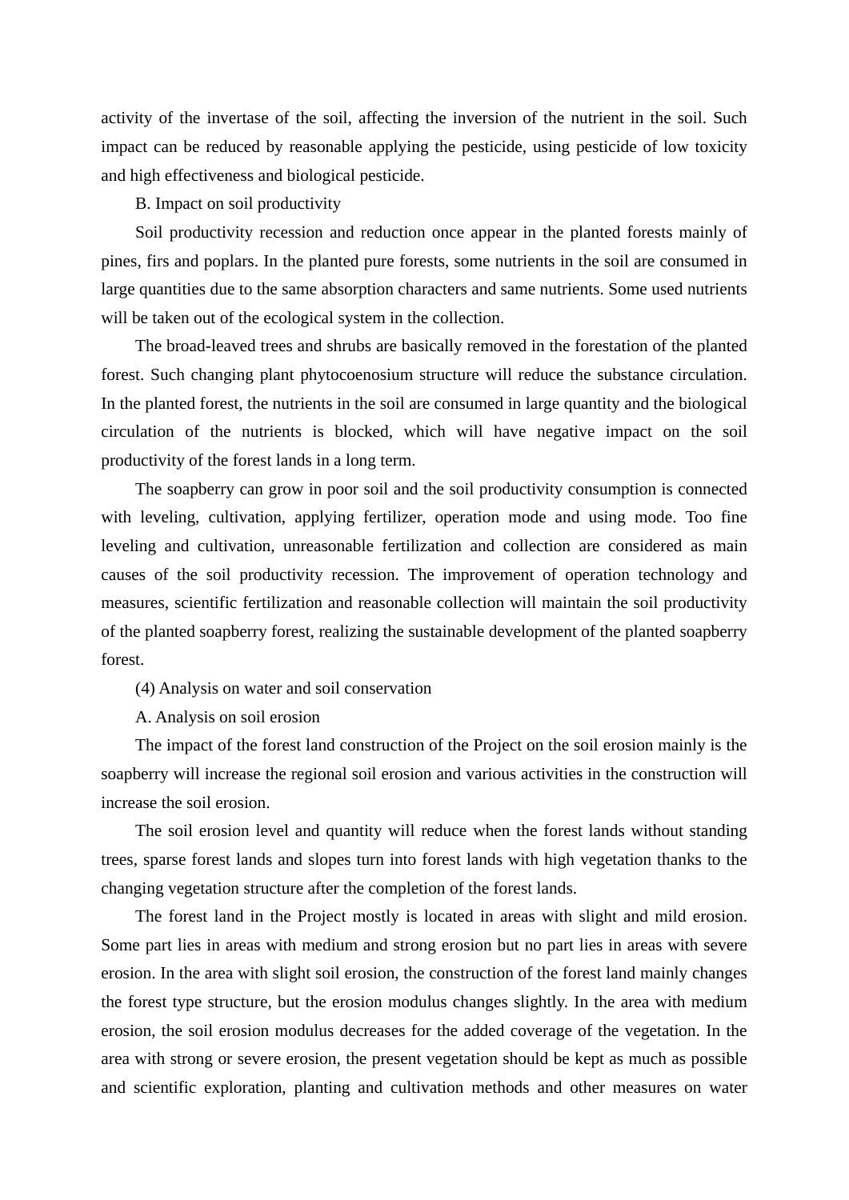activity of the invertase of the soil, affecting the inversion of the nutrient in the soil. Such impact can be reduced by reasonable applying the pesticide, using pesticide of low toxicity and high effectiveness and biological pesticide.

B. Impact on soil productivity

Soil productivity recession and reduction once appear in the planted forests mainly of pines, firs and poplars. In the planted pure forests, some nutrients in the soil are consumed in large quantities due to the same absorption characters and same nutrients. Some used nutrients will be taken out of the ecological system in the collection.

The broad-leaved trees and shrubs are basically removed in the forestation of the planted forest. Such changing plant phytocoenosium structure will reduce the substance circulation. In the planted forest, the nutrients in the soil are consumed in large quantity and the biological circulation of the nutrients is blocked, which will have negative impact on the soil productivity of the forest lands in a long term.

The soapberry can grow in poor soil and the soil productivity consumption is connected with leveling, cultivation, applying fertilizer, operation mode and using mode. Too fine leveling and cultivation, unreasonable fertilization and collection are considered as main causes of the soil productivity recession. The improvement of operation technology and measures, scientific fertilization and reasonable collection will maintain the soil productivity of the planted soapberry forest, realizing the sustainable development of the planted soapberry forest.

(4) Analysis on water and soil conservation

A. Analysis on soil erosion

The impact of the forest land construction of the Project on the soil erosion mainly is the soapberry will increase the regional soil erosion and various activities in the construction will increase the soil erosion.

The soil erosion level and quantity will reduce when the forest lands without standing trees, sparse forest lands and slopes turn into forest lands with high vegetation thanks to the changing vegetation structure after the completion of the forest lands.

The forest land in the Project mostly is located in areas with slight and mild erosion. Some part lies in areas with medium and strong erosion but no part lies in areas with severe erosion. In the area with slight soil erosion, the construction of the forest land mainly changes the forest type structure, but the erosion modulus changes slightly. In the area with medium erosion, the soil erosion modulus decreases for the added coverage of the vegetation. In the area with strong or severe erosion, the present vegetation should be kept as much as possible and scientific exploration, planting and cultivation methods and other measures on water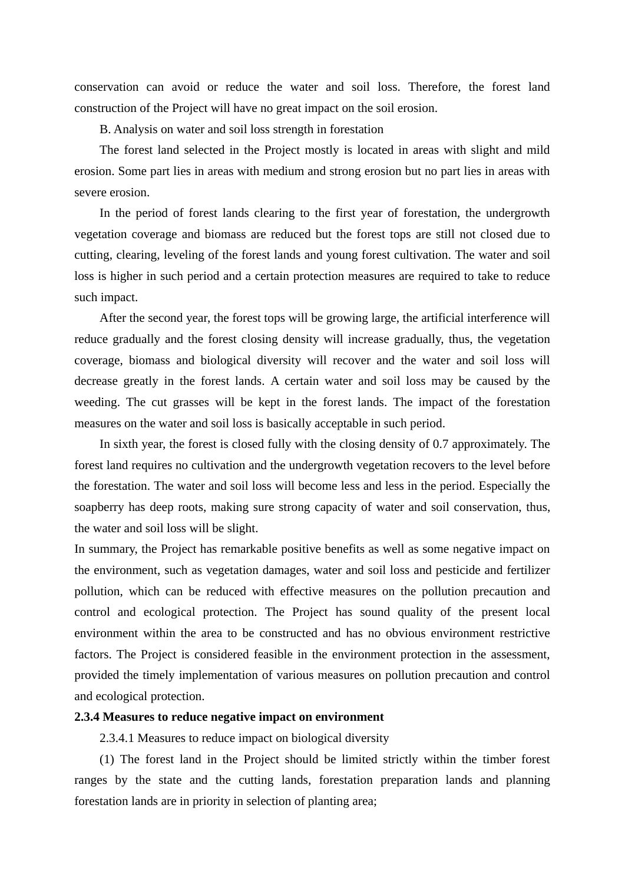conservation can avoid or reduce the water and soil loss. Therefore, the forest land construction of the Project will have no great impact on the soil erosion.

B. Analysis on water and soil loss strength in forestation

The forest land selected in the Project mostly is located in areas with slight and mild erosion. Some part lies in areas with medium and strong erosion but no part lies in areas with severe erosion.

In the period of forest lands clearing to the first year of forestation, the undergrowth vegetation coverage and biomass are reduced but the forest tops are still not closed due to cutting, clearing, leveling of the forest lands and young forest cultivation. The water and soil loss is higher in such period and a certain protection measures are required to take to reduce such impact.

After the second year, the forest tops will be growing large, the artificial interference will reduce gradually and the forest closing density will increase gradually, thus, the vegetation coverage, biomass and biological diversity will recover and the water and soil loss will decrease greatly in the forest lands. A certain water and soil loss may be caused by the weeding. The cut grasses will be kept in the forest lands. The impact of the forestation measures on the water and soil loss is basically acceptable in such period.

In sixth year, the forest is closed fully with the closing density of 0.7 approximately. The forest land requires no cultivation and the undergrowth vegetation recovers to the level before the forestation. The water and soil loss will become less and less in the period. Especially the soapberry has deep roots, making sure strong capacity of water and soil conservation, thus, the water and soil loss will be slight.

In summary, the Project has remarkable positive benefits as well as some negative impact on the environment, such as vegetation damages, water and soil loss and pesticide and fertilizer pollution, which can be reduced with effective measures on the pollution precaution and control and ecological protection. The Project has sound quality of the present local environment within the area to be constructed and has no obvious environment restrictive factors. The Project is considered feasible in the environment protection in the assessment, provided the timely implementation of various measures on pollution precaution and control and ecological protection.

**2.3.4 Measures to reduce negative impact on environment**

2.3.4.1 Measures to reduce impact on biological diversity

(1) The forest land in the Project should be limited strictly within the timber forest ranges by the state and the cutting lands, forestation preparation lands and planning forestation lands are in priority in selection of planting area;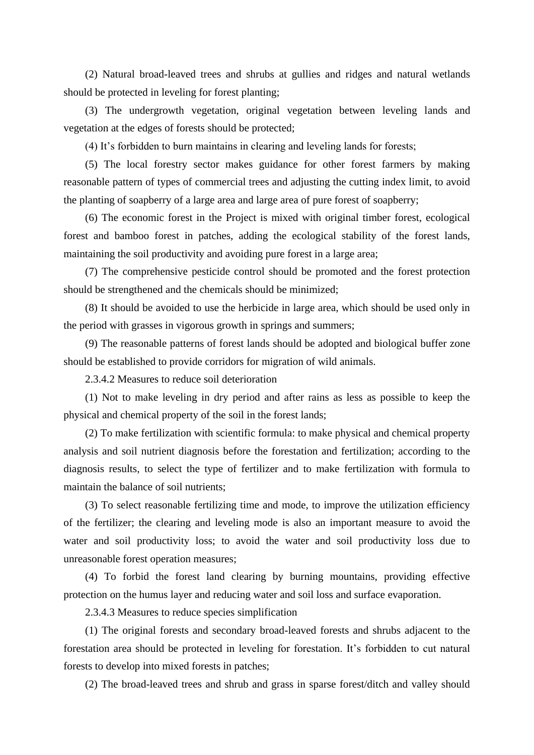(2) Natural broad-leaved trees and shrubs at gullies and ridges and natural wetlands should be protected in leveling for forest planting;

(3) The undergrowth vegetation, original vegetation between leveling lands and vegetation at the edges of forests should be protected;

(4) It's forbidden to burn maintains in clearing and leveling lands for forests;

(5) The local forestry sector makes guidance for other forest farmers by making reasonable pattern of types of commercial trees and adjusting the cutting index limit, to avoid the planting of soapberry of a large area and large area of pure forest of soapberry;

(6) The economic forest in the Project is mixed with original timber forest, ecological forest and bamboo forest in patches, adding the ecological stability of the forest lands, maintaining the soil productivity and avoiding pure forest in a large area;

(7) The comprehensive pesticide control should be promoted and the forest protection should be strengthened and the chemicals should be minimized;

(8) It should be avoided to use the herbicide in large area, which should be used only in the period with grasses in vigorous growth in springs and summers;

(9) The reasonable patterns of forest lands should be adopted and biological buffer zone should be established to provide corridors for migration of wild animals.

2.3.4.2 Measures to reduce soil deterioration

(1) Not to make leveling in dry period and after rains as less as possible to keep the physical and chemical property of the soil in the forest lands;

(2) To make fertilization with scientific formula: to make physical and chemical property analysis and soil nutrient diagnosis before the forestation and fertilization; according to the diagnosis results, to select the type of fertilizer and to make fertilization with formula to maintain the balance of soil nutrients;

(3) To select reasonable fertilizing time and mode, to improve the utilization efficiency of the fertilizer; the clearing and leveling mode is also an important measure to avoid the water and soil productivity loss; to avoid the water and soil productivity loss due to unreasonable forest operation measures;

(4) To forbid the forest land clearing by burning mountains, providing effective protection on the humus layer and reducing water and soil loss and surface evaporation.

2.3.4.3 Measures to reduce species simplification

(1) The original forests and secondary broad-leaved forests and shrubs adjacent to the forestation area should be protected in leveling for forestation. It's forbidden to cut natural forests to develop into mixed forests in patches;

(2) The broad-leaved trees and shrub and grass in sparse forest/ditch and valley should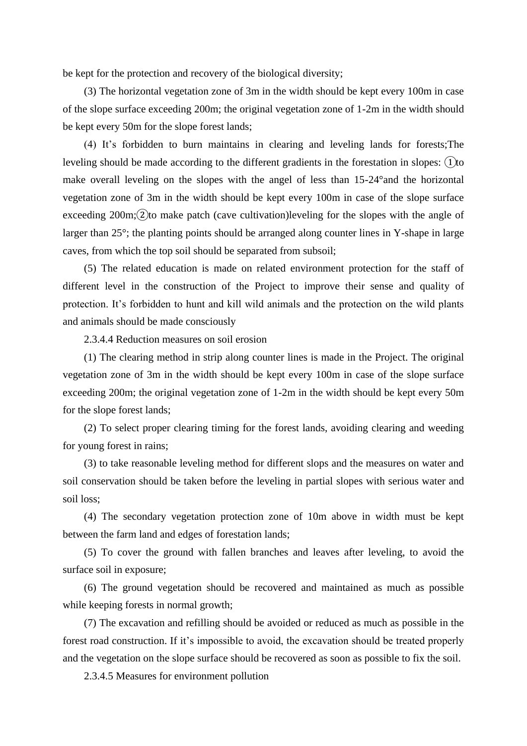be kept for the protection and recovery of the biological diversity;

(3) The horizontal vegetation zone of 3m in the width should be kept every 100m in case of the slope surface exceeding 200m; the original vegetation zone of 1-2m in the width should be kept every 50m for the slope forest lands;

(4) It's forbidden to burn maintains in clearing and leveling lands for forests;The leveling should be made according to the different gradients in the forestation in slopes: ①to make overall leveling on the slopes with the angel of less than 15-24°and the horizontal vegetation zone of 3m in the width should be kept every 100m in case of the slope surface exceeding 200m;②to make patch (cave cultivation)leveling for the slopes with the angle of larger than 25°; the planting points should be arranged along counter lines in Y-shape in large caves, from which the top soil should be separated from subsoil;

(5) The related education is made on related environment protection for the staff of different level in the construction of the Project to improve their sense and quality of protection. It's forbidden to hunt and kill wild animals and the protection on the wild plants and animals should be made consciously

2.3.4.4 Reduction measures on soil erosion

(1) The clearing method in strip along counter lines is made in the Project. The original vegetation zone of 3m in the width should be kept every 100m in case of the slope surface exceeding 200m; the original vegetation zone of 1-2m in the width should be kept every 50m for the slope forest lands;

(2) To select proper clearing timing for the forest lands, avoiding clearing and weeding for young forest in rains;

(3) to take reasonable leveling method for different slops and the measures on water and soil conservation should be taken before the leveling in partial slopes with serious water and soil loss;

(4) The secondary vegetation protection zone of 10m above in width must be kept between the farm land and edges of forestation lands;

(5) To cover the ground with fallen branches and leaves after leveling, to avoid the surface soil in exposure;

(6) The ground vegetation should be recovered and maintained as much as possible while keeping forests in normal growth;

(7) The excavation and refilling should be avoided or reduced as much as possible in the forest road construction. If it's impossible to avoid, the excavation should be treated properly and the vegetation on the slope surface should be recovered as soon as possible to fix the soil.

2.3.4.5 Measures for environment pollution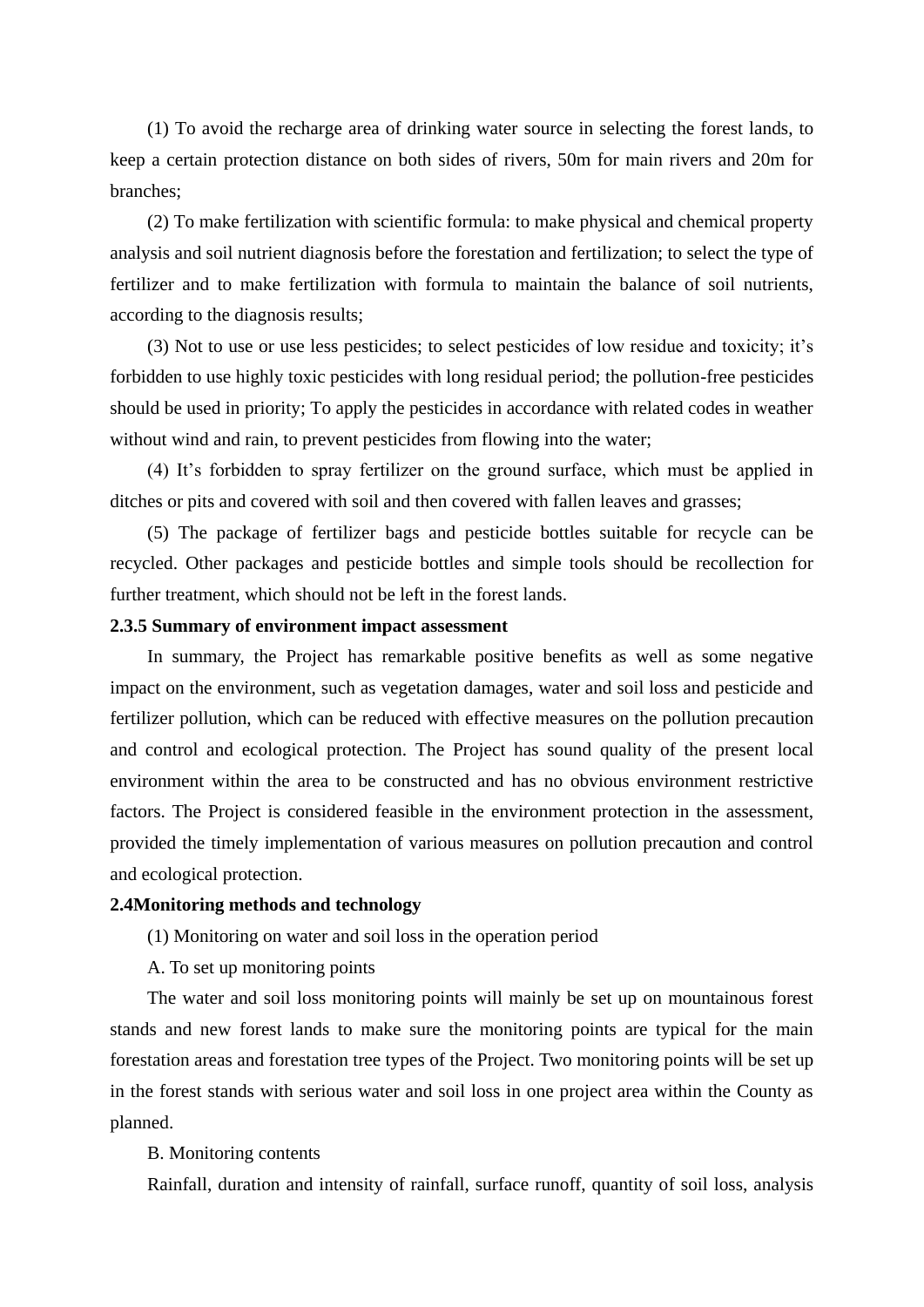(1) To avoid the recharge area of drinking water source in selecting the forest lands, to keep a certain protection distance on both sides of rivers, 50m for main rivers and 20m for branches;

(2) To make fertilization with scientific formula: to make physical and chemical property analysis and soil nutrient diagnosis before the forestation and fertilization; to select the type of fertilizer and to make fertilization with formula to maintain the balance of soil nutrients, according to the diagnosis results;

(3) Not to use or use less pesticides; to select pesticides of low residue and toxicity; it's forbidden to use highly toxic pesticides with long residual period; the pollution-free pesticides should be used in priority; To apply the pesticides in accordance with related codes in weather without wind and rain, to prevent pesticides from flowing into the water;

(4) It's forbidden to spray fertilizer on the ground surface, which must be applied in ditches or pits and covered with soil and then covered with fallen leaves and grasses;

(5) The package of fertilizer bags and pesticide bottles suitable for recycle can be recycled. Other packages and pesticide bottles and simple tools should be recollection for further treatment, which should not be left in the forest lands.

**2.3.5 Summary of environment impact assessment**

In summary, the Project has remarkable positive benefits as well as some negative impact on the environment, such as vegetation damages, water and soil loss and pesticide and fertilizer pollution, which can be reduced with effective measures on the pollution precaution and control and ecological protection. The Project has sound quality of the present local environment within the area to be constructed and has no obvious environment restrictive factors. The Project is considered feasible in the environment protection in the assessment, provided the timely implementation of various measures on pollution precaution and control and ecological protection.

**2.4Monitoring methods and technology**

(1) Monitoring on water and soil loss in the operation period

A. To set up monitoring points

The water and soil loss monitoring points will mainly be set up on mountainous forest stands and new forest lands to make sure the monitoring points are typical for the main forestation areas and forestation tree types of the Project. Two monitoring points will be set up in the forest stands with serious water and soil loss in one project area within the County as planned.

B. Monitoring contents

Rainfall, duration and intensity of rainfall, surface runoff, quantity of soil loss, analysis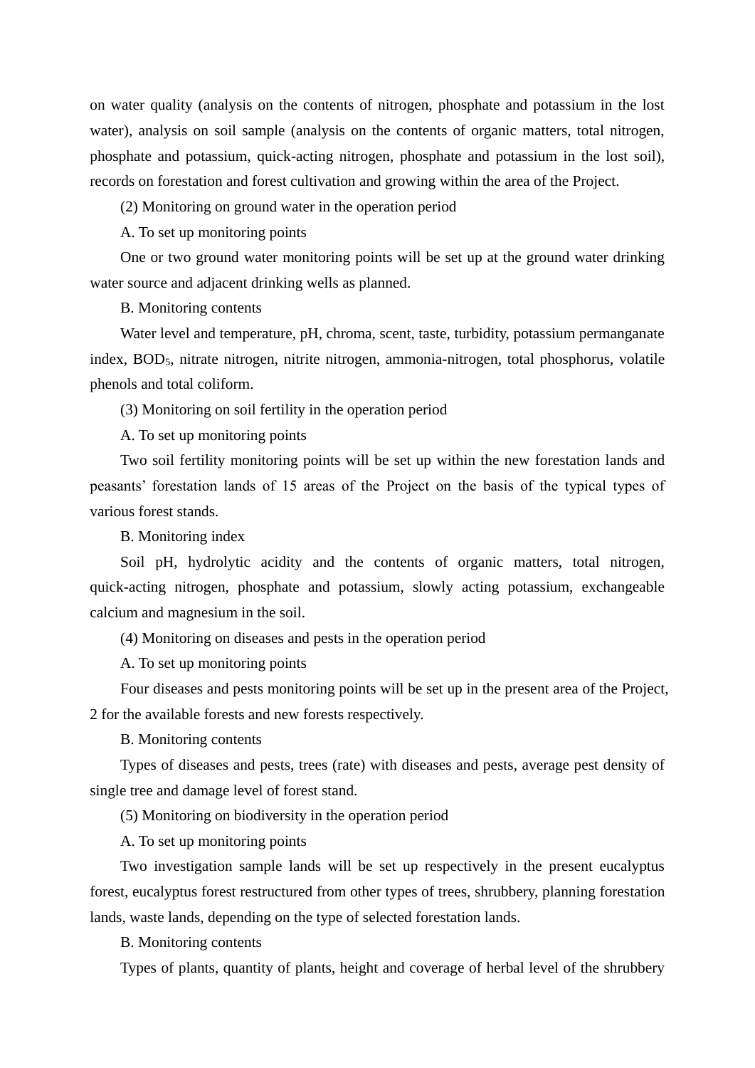on water quality (analysis on the contents of nitrogen, phosphate and potassium in the lost water), analysis on soil sample (analysis on the contents of organic matters, total nitrogen, phosphate and potassium, quick-acting nitrogen, phosphate and potassium in the lost soil), records on forestation and forest cultivation and growing within the area of the Project.

(2) Monitoring on ground water in the operation period

A. To set up monitoring points

One or two ground water monitoring points will be set up at the ground water drinking water source and adjacent drinking wells as planned.

B. Monitoring contents

Water level and temperature, pH, chroma, scent, taste, turbidity, potassium permanganate index, $BOD_5$, nitrate nitrogen, nitrite nitrogen, ammonia-nitrogen, total phosphorus, volatile phenols and total coliform.

(3) Monitoring on soil fertility in the operation period

A. To set up monitoring points

Two soil fertility monitoring points will be set up within the new forestation lands and peasants' forestation lands of 15 areas of the Project on the basis of the typical types of various forest stands.

B. Monitoring index

Soil pH, hydrolytic acidity and the contents of organic matters, total nitrogen, quick-acting nitrogen, phosphate and potassium, slowly acting potassium, exchangeable calcium and magnesium in the soil.

(4) Monitoring on diseases and pests in the operation period

A. To set up monitoring points

Four diseases and pests monitoring points will be set up in the present area of the Project, 2 for the available forests and new forests respectively.

B. Monitoring contents

Types of diseases and pests, trees (rate) with diseases and pests, average pest density of single tree and damage level of forest stand.

(5) Monitoring on biodiversity in the operation period

A. To set up monitoring points

Two investigation sample lands will be set up respectively in the present eucalyptus forest, eucalyptus forest restructured from other types of trees, shrubbery, planning forestation lands, waste lands, depending on the type of selected forestation lands.

B. Monitoring contents

Types of plants, quantity of plants, height and coverage of herbal level of the shrubbery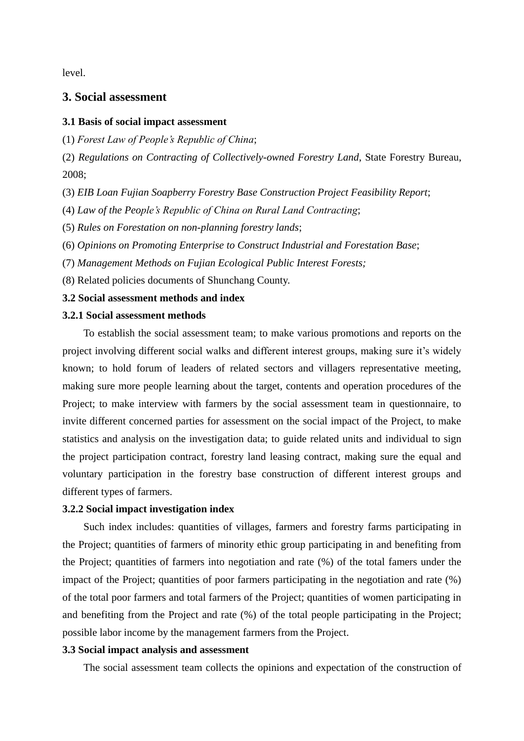level.

## 3. Social assessment

### 3.1 Basis of social impact assessment

(1) *Forest Law of People's Republic of China*;

(2) *Regulations on Contracting of Collectively-owned Forestry Land*, State Forestry Bureau, 2008;

(3) *EIB Loan Fujian Soapberry Forestry Base Construction Project Feasibility Report*;

(4) *Law of the People's Republic of China on Rural Land Contracting*;

(5) *Rules on Forestation on non-planning forestry lands*;

(6) *Opinions on Promoting Enterprise to Construct Industrial and Forestation Base*;

(7) *Management Methods on Fujian Ecological Public Interest Forests;*

(8) Related policies documents of Shunchang County.

### 3.2 Social assessment methods and index

#### 3.2.1 Social assessment methods

To establish the social assessment team; to make various promotions and reports on the project involving different social walks and different interest groups, making sure it's widely known; to hold forum of leaders of related sectors and villagers representative meeting, making sure more people learning about the target, contents and operation procedures of the Project; to make interview with farmers by the social assessment team in questionnaire, to invite different concerned parties for assessment on the social impact of the Project, to make statistics and analysis on the investigation data; to guide related units and individual to sign the project participation contract, forestry land leasing contract, making sure the equal and voluntary participation in the forestry base construction of different interest groups and different types of farmers.

#### 3.2.2 Social impact investigation index

Such index includes: quantities of villages, farmers and forestry farms participating in the Project; quantities of farmers of minority ethic group participating in and benefiting from the Project; quantities of farmers into negotiation and rate (%) of the total famers under the impact of the Project; quantities of poor farmers participating in the negotiation and rate (%) of the total poor farmers and total farmers of the Project; quantities of women participating in and benefiting from the Project and rate (%) of the total people participating in the Project; possible labor income by the management farmers from the Project.

### 3.3 Social impact analysis and assessment

The social assessment team collects the opinions and expectation of the construction of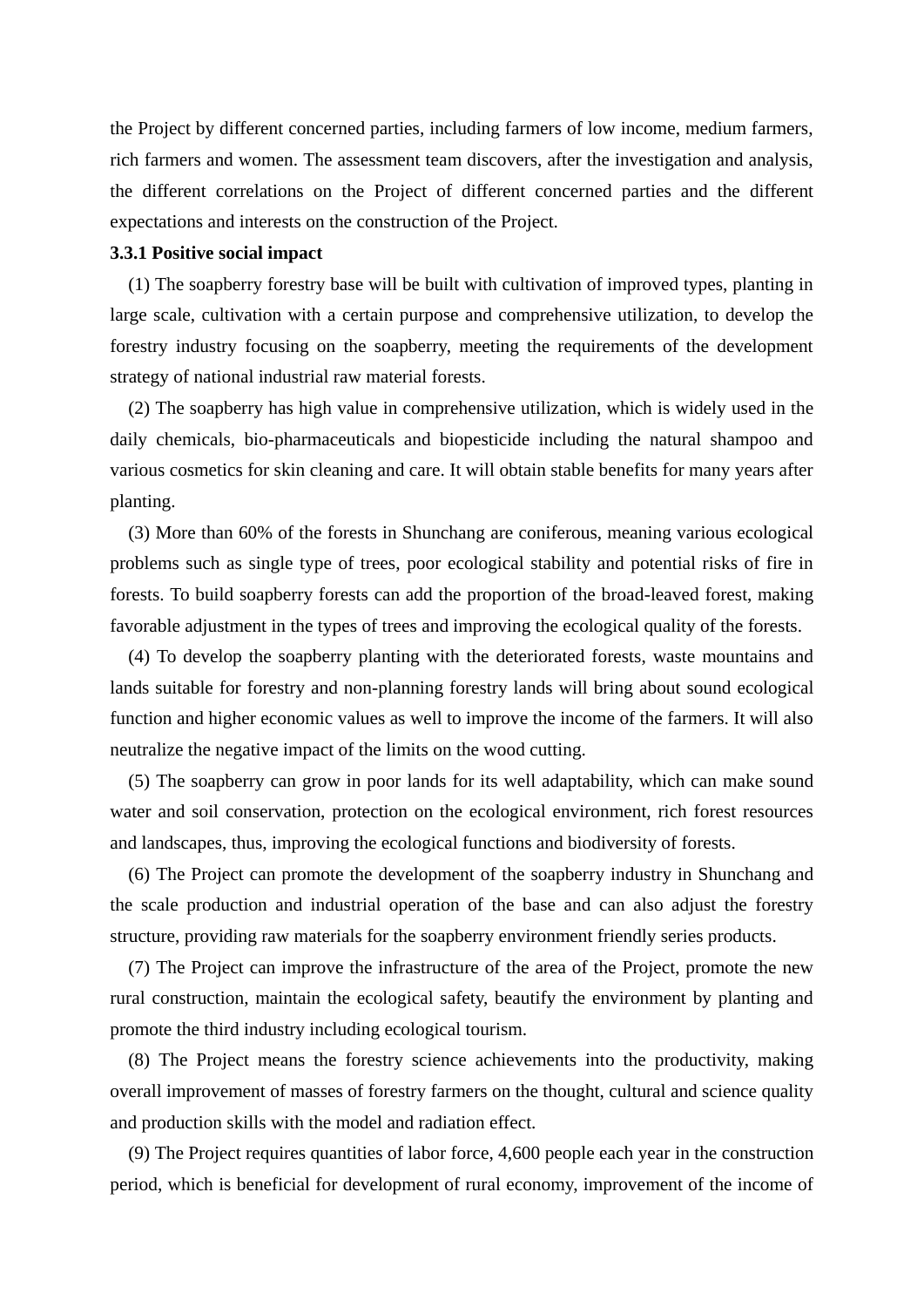the Project by different concerned parties, including farmers of low income, medium farmers, rich farmers and women. The assessment team discovers, after the investigation and analysis, the different correlations on the Project of different concerned parties and the different expectations and interests on the construction of the Project.

**3.3.1 Positive social impact**

(1) The soapberry forestry base will be built with cultivation of improved types, planting in large scale, cultivation with a certain purpose and comprehensive utilization, to develop the forestry industry focusing on the soapberry, meeting the requirements of the development strategy of national industrial raw material forests.

(2) The soapberry has high value in comprehensive utilization, which is widely used in the daily chemicals, bio-pharmaceuticals and biopesticide including the natural shampoo and various cosmetics for skin cleaning and care. It will obtain stable benefits for many years after planting.

(3) More than 60% of the forests in Shunchang are coniferous, meaning various ecological problems such as single type of trees, poor ecological stability and potential risks of fire in forests. To build soapberry forests can add the proportion of the broad-leaved forest, making favorable adjustment in the types of trees and improving the ecological quality of the forests.

(4) To develop the soapberry planting with the deteriorated forests, waste mountains and lands suitable for forestry and non-planning forestry lands will bring about sound ecological function and higher economic values as well to improve the income of the farmers. It will also neutralize the negative impact of the limits on the wood cutting.

(5) The soapberry can grow in poor lands for its well adaptability, which can make sound water and soil conservation, protection on the ecological environment, rich forest resources and landscapes, thus, improving the ecological functions and biodiversity of forests.

(6) The Project can promote the development of the soapberry industry in Shunchang and the scale production and industrial operation of the base and can also adjust the forestry structure, providing raw materials for the soapberry environment friendly series products.

(7) The Project can improve the infrastructure of the area of the Project, promote the new rural construction, maintain the ecological safety, beautify the environment by planting and promote the third industry including ecological tourism.

(8) The Project means the forestry science achievements into the productivity, making overall improvement of masses of forestry farmers on the thought, cultural and science quality and production skills with the model and radiation effect.

(9) The Project requires quantities of labor force, 4,600 people each year in the construction period, which is beneficial for development of rural economy, improvement of the income of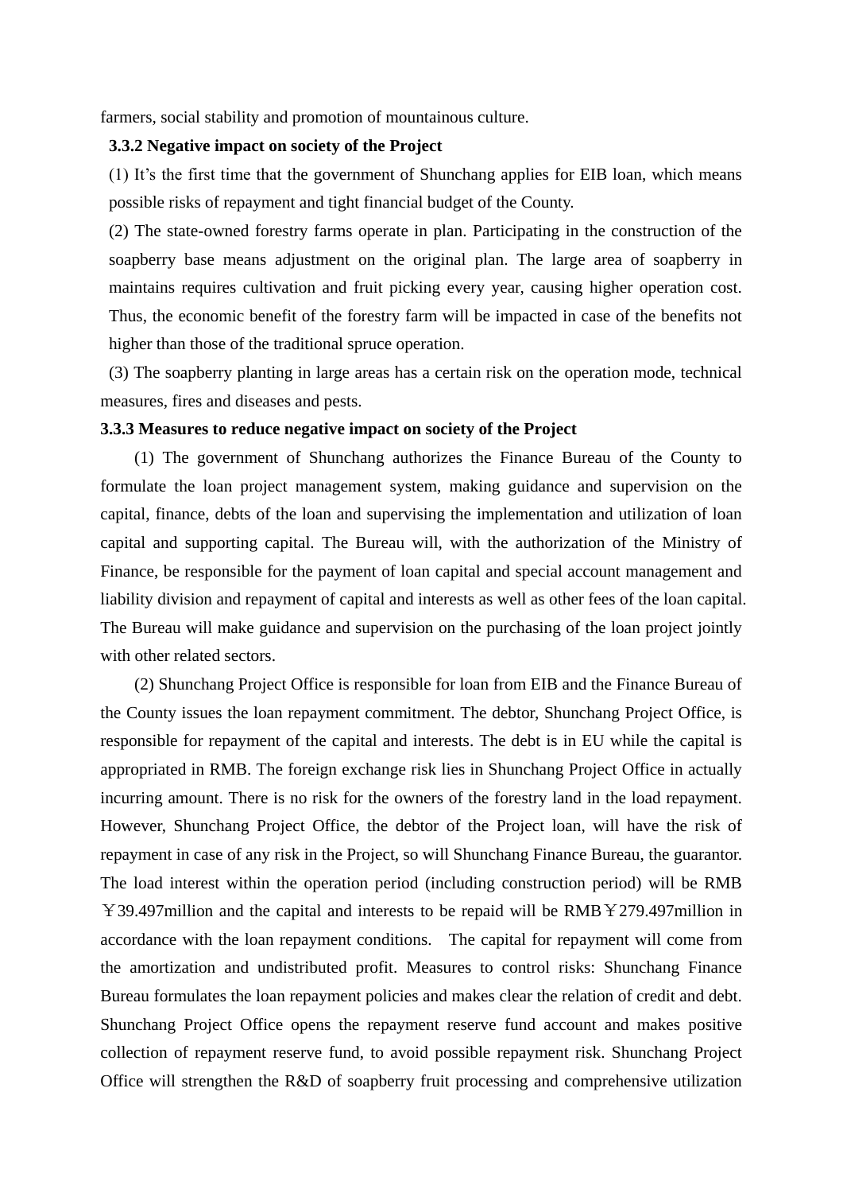farmers, social stability and promotion of mountainous culture.

**3.3.2 Negative impact on society of the Project**

(1) It's the first time that the government of Shunchang applies for EIB loan, which means possible risks of repayment and tight financial budget of the County.

(2) The state-owned forestry farms operate in plan. Participating in the construction of the soapberry base means adjustment on the original plan. The large area of soapberry in maintains requires cultivation and fruit picking every year, causing higher operation cost. Thus, the economic benefit of the forestry farm will be impacted in case of the benefits not higher than those of the traditional spruce operation.

(3) The soapberry planting in large areas has a certain risk on the operation mode, technical measures, fires and diseases and pests.

**3.3.3 Measures to reduce negative impact on society of the Project**

(1) The government of Shunchang authorizes the Finance Bureau of the County to formulate the loan project management system, making guidance and supervision on the capital, finance, debts of the loan and supervising the implementation and utilization of loan capital and supporting capital. The Bureau will, with the authorization of the Ministry of Finance, be responsible for the payment of loan capital and special account management and liability division and repayment of capital and interests as well as other fees of the loan capital. The Bureau will make guidance and supervision on the purchasing of the loan project jointly with other related sectors.

(2) Shunchang Project Office is responsible for loan from EIB and the Finance Bureau of the County issues the loan repayment commitment. The debtor, Shunchang Project Office, is responsible for repayment of the capital and interests. The debt is in EU while the capital is appropriated in RMB. The foreign exchange risk lies in Shunchang Project Office in actually incurring amount. There is no risk for the owners of the forestry land in the load repayment. However, Shunchang Project Office, the debtor of the Project loan, will have the risk of repayment in case of any risk in the Project, so will Shunchang Finance Bureau, the guarantor. The load interest within the operation period (including construction period) will be RMB ￥39.497million and the capital and interests to be repaid will be RMB￥279.497million in accordance with the loan repayment conditions. The capital for repayment will come from the amortization and undistributed profit. Measures to control risks: Shunchang Finance Bureau formulates the loan repayment policies and makes clear the relation of credit and debt. Shunchang Project Office opens the repayment reserve fund account and makes positive collection of repayment reserve fund, to avoid possible repayment risk. Shunchang Project Office will strengthen the R&D of soapberry fruit processing and comprehensive utilization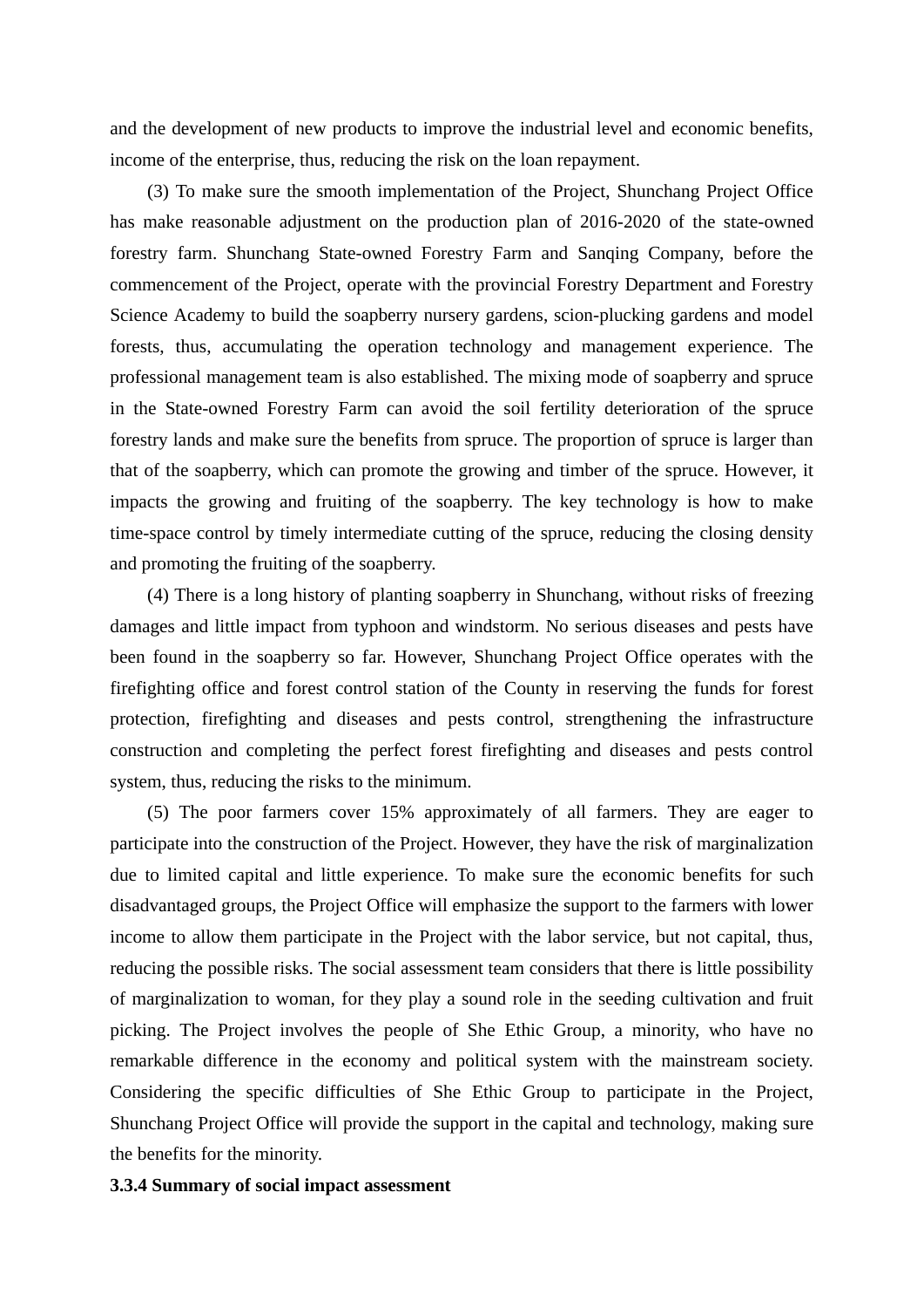and the development of new products to improve the industrial level and economic benefits, income of the enterprise, thus, reducing the risk on the loan repayment.

(3) To make sure the smooth implementation of the Project, Shunchang Project Office has make reasonable adjustment on the production plan of 2016-2020 of the state-owned forestry farm. Shunchang State-owned Forestry Farm and Sanqing Company, before the commencement of the Project, operate with the provincial Forestry Department and Forestry Science Academy to build the soapberry nursery gardens, scion-plucking gardens and model forests, thus, accumulating the operation technology and management experience. The professional management team is also established. The mixing mode of soapberry and spruce in the State-owned Forestry Farm can avoid the soil fertility deterioration of the spruce forestry lands and make sure the benefits from spruce. The proportion of spruce is larger than that of the soapberry, which can promote the growing and timber of the spruce. However, it impacts the growing and fruiting of the soapberry. The key technology is how to make time-space control by timely intermediate cutting of the spruce, reducing the closing density and promoting the fruiting of the soapberry.

(4) There is a long history of planting soapberry in Shunchang, without risks of freezing damages and little impact from typhoon and windstorm. No serious diseases and pests have been found in the soapberry so far. However, Shunchang Project Office operates with the firefighting office and forest control station of the County in reserving the funds for forest protection, firefighting and diseases and pests control, strengthening the infrastructure construction and completing the perfect forest firefighting and diseases and pests control system, thus, reducing the risks to the minimum.

(5) The poor farmers cover 15% approximately of all farmers. They are eager to participate into the construction of the Project. However, they have the risk of marginalization due to limited capital and little experience. To make sure the economic benefits for such disadvantaged groups, the Project Office will emphasize the support to the farmers with lower income to allow them participate in the Project with the labor service, but not capital, thus, reducing the possible risks. The social assessment team considers that there is little possibility of marginalization to woman, for they play a sound role in the seeding cultivation and fruit picking. The Project involves the people of She Ethic Group, a minority, who have no remarkable difference in the economy and political system with the mainstream society. Considering the specific difficulties of She Ethic Group to participate in the Project, Shunchang Project Office will provide the support in the capital and technology, making sure the benefits for the minority.

### 3.3.4 Summary of social impact assessment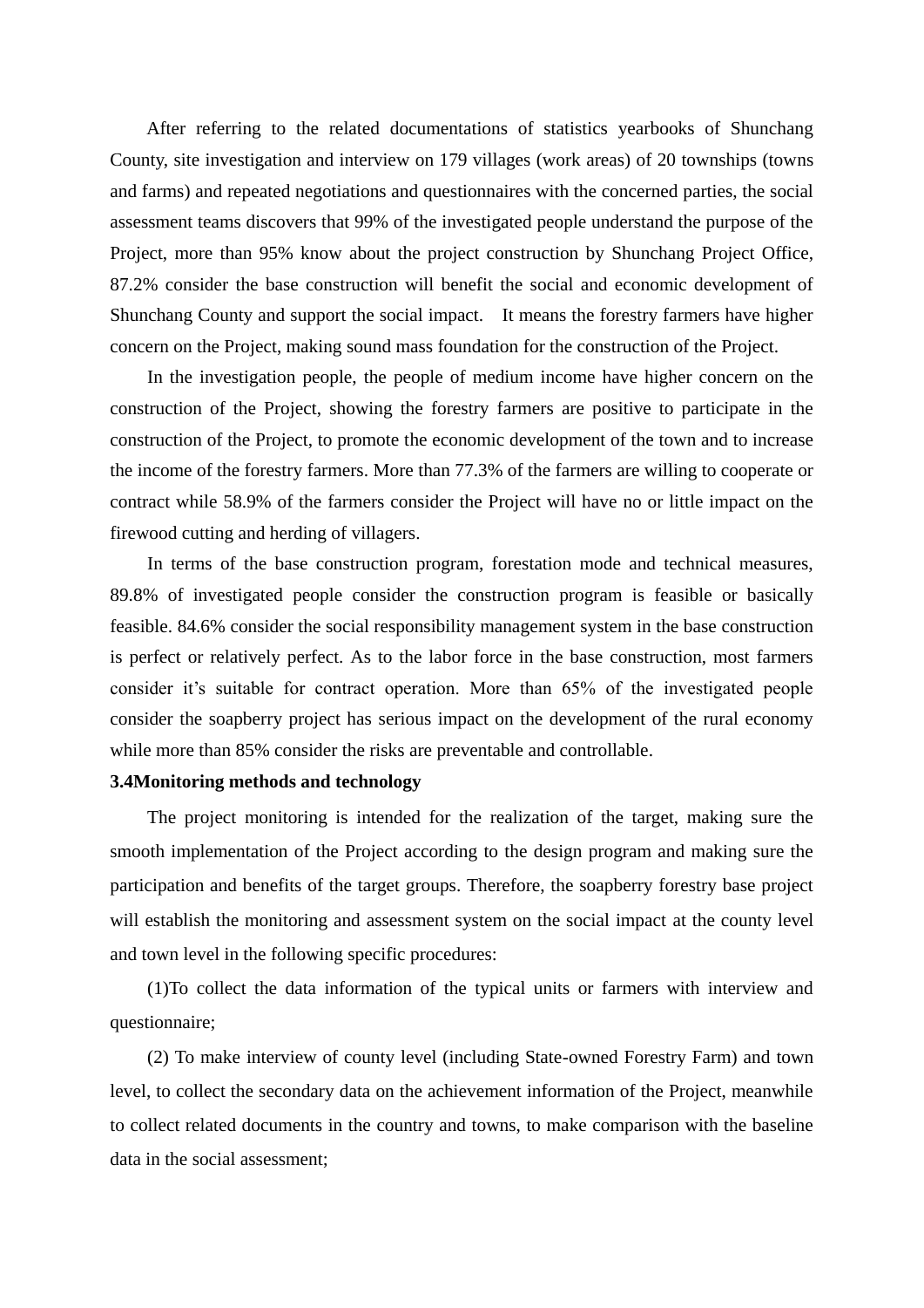After referring to the related documentations of statistics yearbooks of Shunchang County, site investigation and interview on 179 villages (work areas) of 20 townships (towns and farms) and repeated negotiations and questionnaires with the concerned parties, the social assessment teams discovers that 99% of the investigated people understand the purpose of the Project, more than 95% know about the project construction by Shunchang Project Office, 87.2% consider the base construction will benefit the social and economic development of Shunchang County and support the social impact. It means the forestry farmers have higher concern on the Project, making sound mass foundation for the construction of the Project.

In the investigation people, the people of medium income have higher concern on the construction of the Project, showing the forestry farmers are positive to participate in the construction of the Project, to promote the economic development of the town and to increase the income of the forestry farmers. More than 77.3% of the farmers are willing to cooperate or contract while 58.9% of the farmers consider the Project will have no or little impact on the firewood cutting and herding of villagers.

In terms of the base construction program, forestation mode and technical measures, 89.8% of investigated people consider the construction program is feasible or basically feasible. 84.6% consider the social responsibility management system in the base construction is perfect or relatively perfect. As to the labor force in the base construction, most farmers consider it's suitable for contract operation. More than 65% of the investigated people consider the soapberry project has serious impact on the development of the rural economy while more than 85% consider the risks are preventable and controllable.

**3.4Monitoring methods and technology**

The project monitoring is intended for the realization of the target, making sure the smooth implementation of the Project according to the design program and making sure the participation and benefits of the target groups. Therefore, the soapberry forestry base project will establish the monitoring and assessment system on the social impact at the county level and town level in the following specific procedures:

(1)To collect the data information of the typical units or farmers with interview and questionnaire;

(2) To make interview of county level (including State-owned Forestry Farm) and town level, to collect the secondary data on the achievement information of the Project, meanwhile to collect related documents in the country and towns, to make comparison with the baseline data in the social assessment;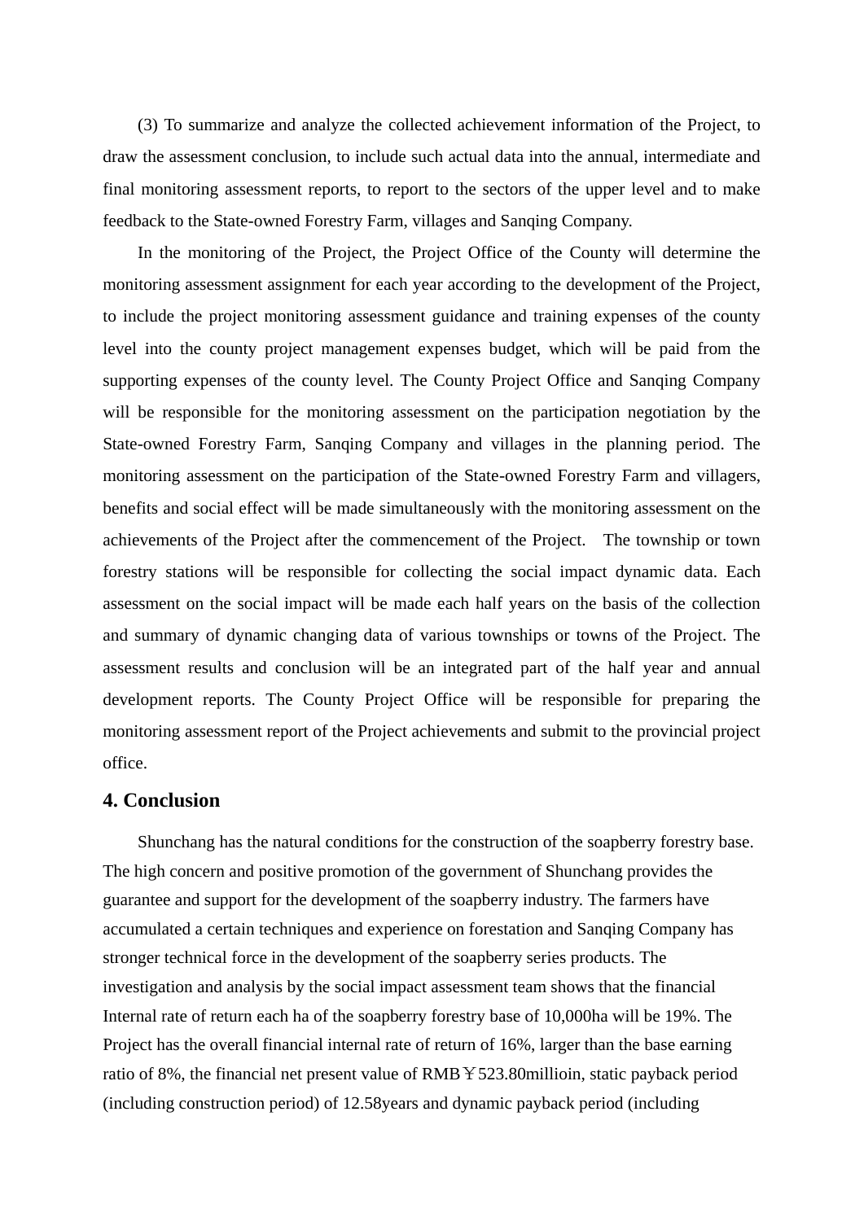(3) To summarize and analyze the collected achievement information of the Project, to draw the assessment conclusion, to include such actual data into the annual, intermediate and final monitoring assessment reports, to report to the sectors of the upper level and to make feedback to the State-owned Forestry Farm, villages and Sanqing Company.

In the monitoring of the Project, the Project Office of the County will determine the monitoring assessment assignment for each year according to the development of the Project, to include the project monitoring assessment guidance and training expenses of the county level into the county project management expenses budget, which will be paid from the supporting expenses of the county level. The County Project Office and Sanqing Company will be responsible for the monitoring assessment on the participation negotiation by the State-owned Forestry Farm, Sanqing Company and villages in the planning period. The monitoring assessment on the participation of the State-owned Forestry Farm and villagers, benefits and social effect will be made simultaneously with the monitoring assessment on the achievements of the Project after the commencement of the Project. The township or town forestry stations will be responsible for collecting the social impact dynamic data. Each assessment on the social impact will be made each half years on the basis of the collection and summary of dynamic changing data of various townships or towns of the Project. The assessment results and conclusion will be an integrated part of the half year and annual development reports. The County Project Office will be responsible for preparing the monitoring assessment report of the Project achievements and submit to the provincial project office.

## 4. Conclusion

Shunchang has the natural conditions for the construction of the soapberry forestry base. The high concern and positive promotion of the government of Shunchang provides the guarantee and support for the development of the soapberry industry. The farmers have accumulated a certain techniques and experience on forestation and Sanqing Company has stronger technical force in the development of the soapberry series products. The investigation and analysis by the social impact assessment team shows that the financial Internal rate of return each ha of the soapberry forestry base of 10,000ha will be 19%. The Project has the overall financial internal rate of return of 16%, larger than the base earning ratio of 8%, the financial net present value of RMB￥523.80millioin, static payback period (including construction period) of 12.58years and dynamic payback period (including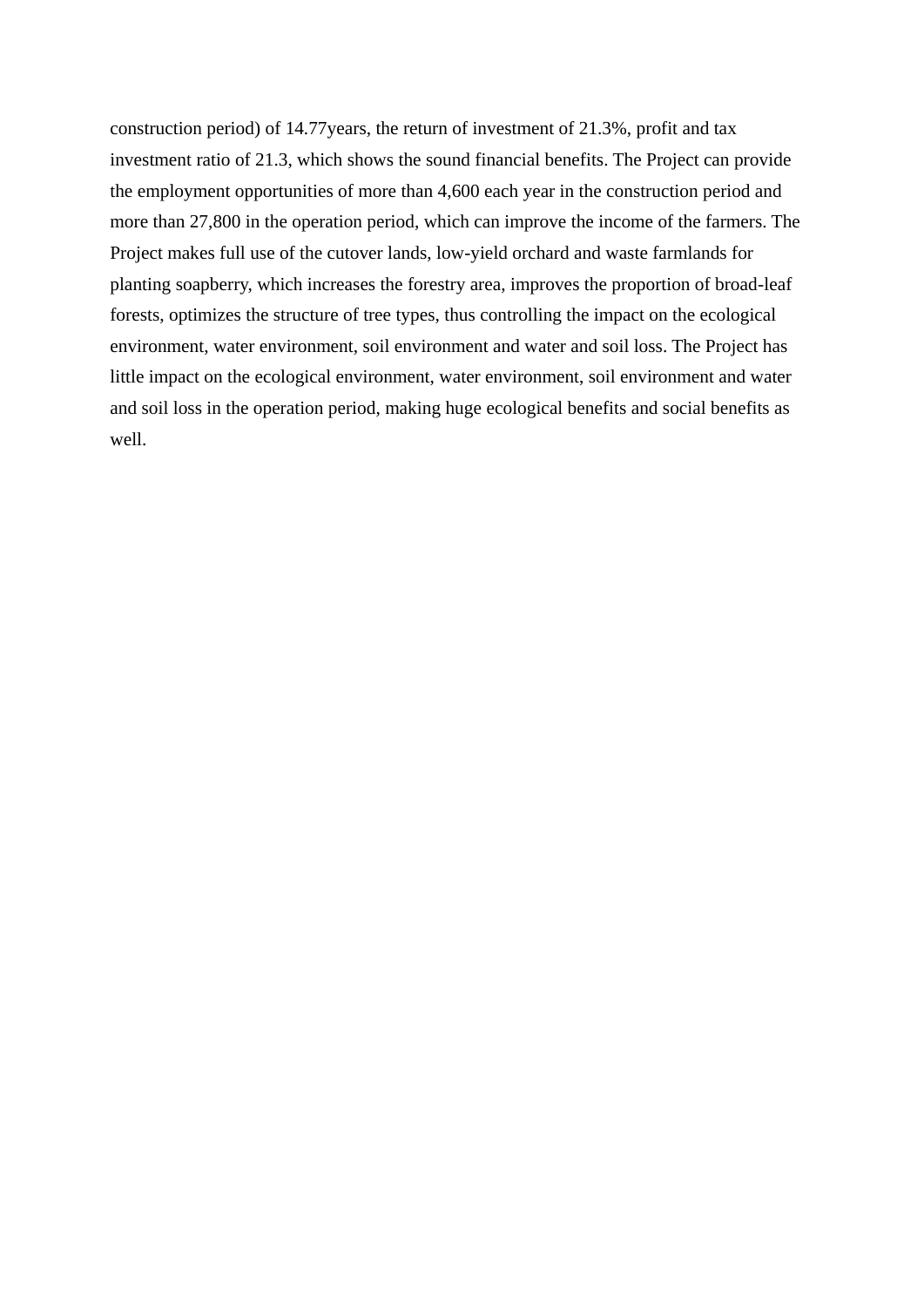construction period) of 14.77years, the return of investment of 21.3%, profit and tax investment ratio of 21.3, which shows the sound financial benefits. The Project can provide the employment opportunities of more than 4,600 each year in the construction period and more than 27,800 in the operation period, which can improve the income of the farmers. The Project makes full use of the cutover lands, low-yield orchard and waste farmlands for planting soapberry, which increases the forestry area, improves the proportion of broad-leaf forests, optimizes the structure of tree types, thus controlling the impact on the ecological environment, water environment, soil environment and water and soil loss. The Project has little impact on the ecological environment, water environment, soil environment and water and soil loss in the operation period, making huge ecological benefits and social benefits as well.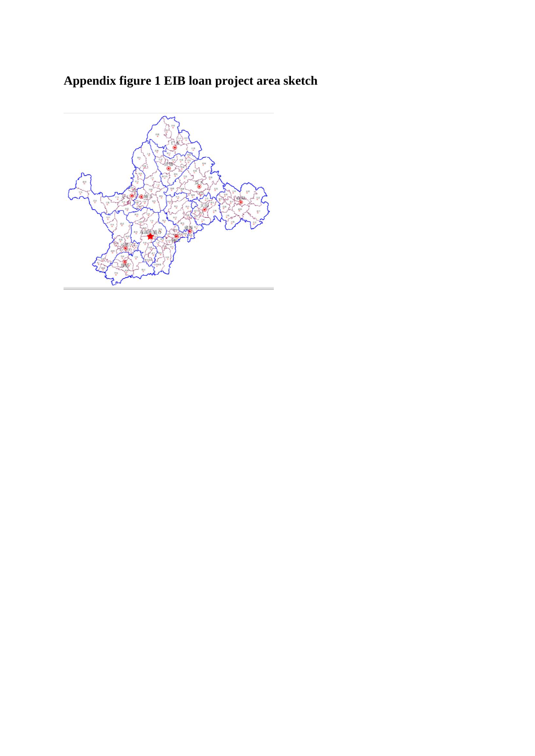# Appendix figure 1 EIB loan project area sketch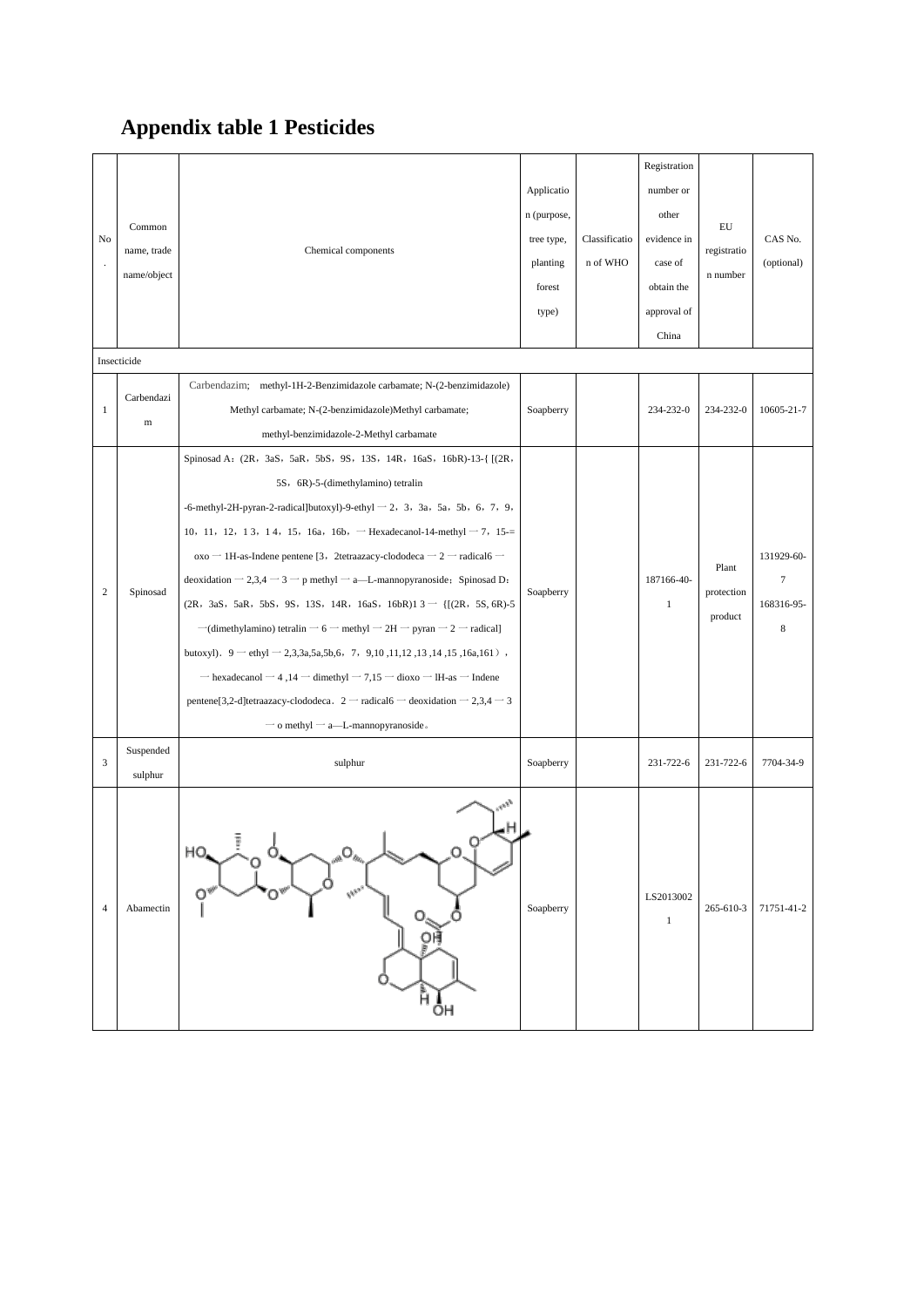# Appendix table 1 Pesticides

| No. | Common name, trade name/object | Chemical components | Application (purpose, tree type, planting forest type) | Classification of WHO | Registration number or other evidence in case of obtain the approval of China | EU registration number | CAS No. (optional) |
|---|---|---|---|---|---|---|---|
| Insecticide | | | | | | | |
| 1 | Carbendazim | Carbendazim; methyl-1H-2-Benzimidazole carbamate; N-(2-benzimidazole) Methyl carbamate; N-(2-benzimidazole)Methyl carbamate; methyl-benzimidazole-2-Methyl carbamate | Soapberry | | 234-232-0 | 234-232-0 | 10605-21-7 |
| 2 | Spinosad | Spinosad A：(2R，3aS，5aR，5bS，9S，13S，14R，16aS，16bR)-13-{ [(2R，5S，6R)-5-(dimethylamino) tetralin -6-methyl-2H-pyran-2-radical]butoxyl)-9-ethyl一2，3，3a，5a，5b，6，7，9，10，11，12，1 3，1 4，15，16a，16b，一Hexadecanol-14-methyl一7，15-=oxo一1H-as-Indene pentene [3，2tetraazacy-clododeca一2一radical6一deoxidation一2,3,4一3一p methyl一a—L-mannopyranoside；Spinosad D：(2R，3aS，5aR，5bS，9S，13S，14R，16aS，16bR)1 3一 {[(2R，5S, 6R)-5一(dimethylamino) tetralin一6一methyl一2H一pyran一2一radical] butoxyl)．9一ethyl一2,3,3a,5a,5b,6，7，9,10 ,11,12 ,13 ,14 ,15 ,16a,161），一hexadecanol一4 ,14一dimethyl一7,15一dioxo一lH-as一Indene pentene[3,2-d]tetraazacy-clododeca．2一radical6一deoxidation一2,3,4一3一o methyl一a—L-mannopyranoside。 | Soapberry | | 187166-40-1 | Plant protection product | 131929-60-7 168316-95-8 |
| 3 | Suspended sulphur | sulphur | Soapberry | | 231-722-6 | 231-722-6 | 7704-34-9 |
| 4 | Abamectin | | Soapberry | | LS20130021 | 265-610-3 | 71751-41-2 |